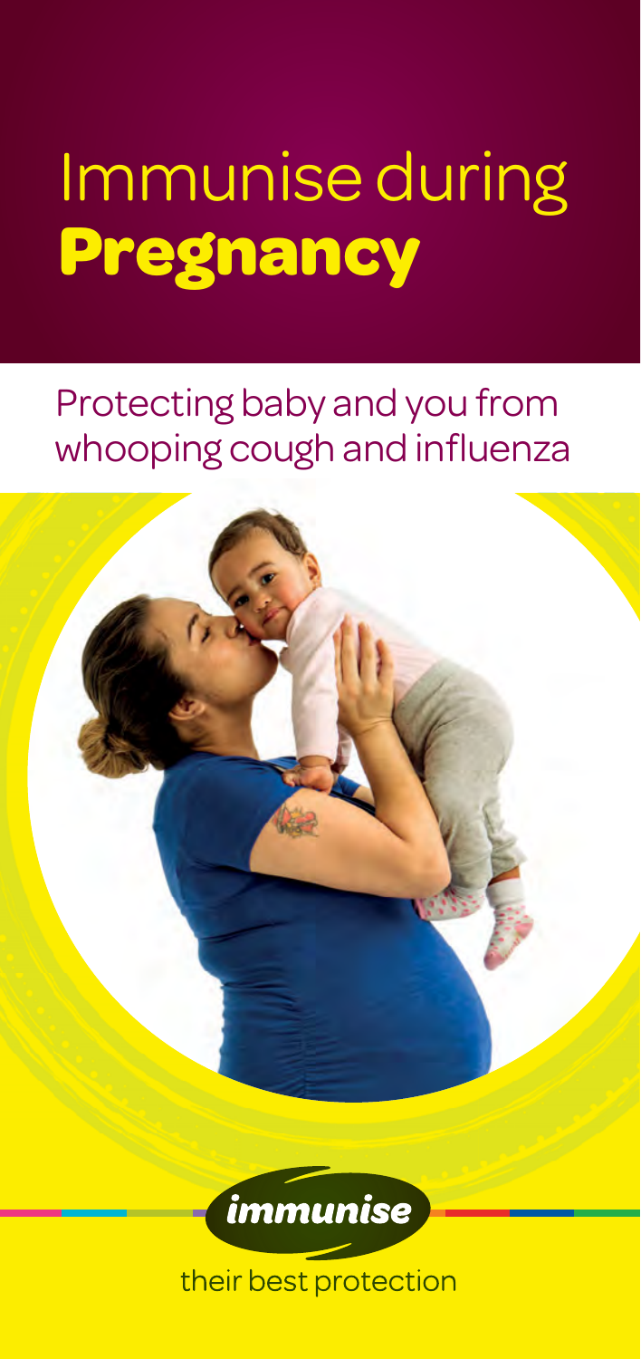# Immunise during **Pregnancy**

Protecting baby and you from whooping cough and influenza

immunise

their best protection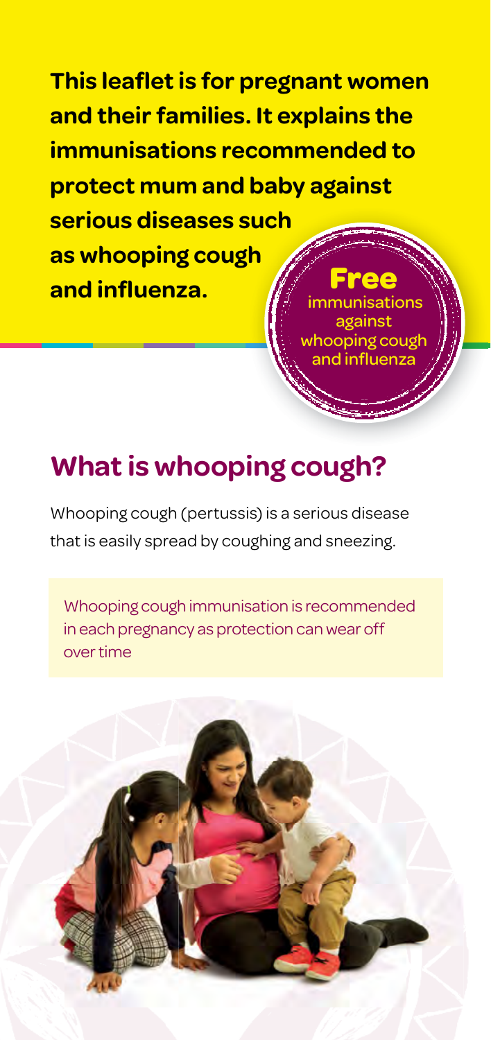**This leaflet is for pregnant women and their families. It explains the immunisations recommended to protect mum and baby against serious diseases such as whooping cough and influenza.**

**Free** immunisations against whooping cough and influenza

## What is whooping cough?

Whooping cough (pertussis) is a serious disease that is easily spread by coughing and sneezing.

Whooping cough immunisation is recommended in each pregnancy as protection can wear off over time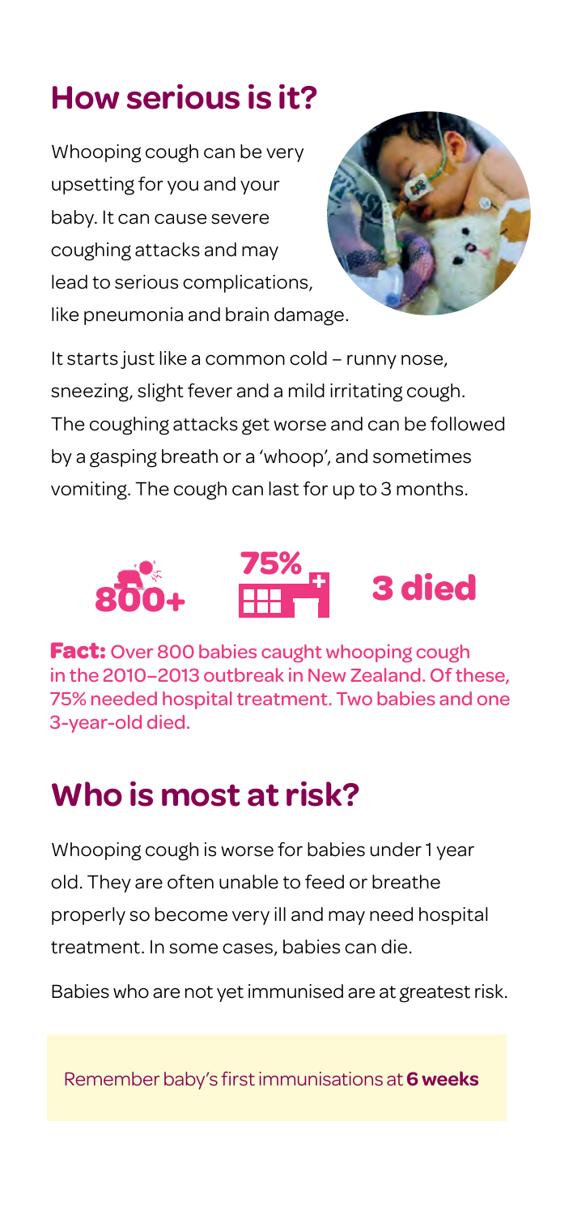## How serious is it?

Whooping cough can be very upsetting for you and your baby. It can cause severe coughing attacks and may lead to serious complications, like pneumonia and brain damage.

It starts just like a common cold – runny nose, sneezing, slight fever and a mild irritating cough. The coughing attacks get worse and can be followed by a gasping breath or a 'whoop', and sometimes vomiting. The cough can last for up to 3 months.

**800+** **75%** **3 died**

**Fact:** Over 800 babies caught whooping cough in the 2010–2013 outbreak in New Zealand. Of these, 75% needed hospital treatment. Two babies and one 3-year-old died.

## Who is most at risk?

Whooping cough is worse for babies under 1 year old. They are often unable to feed or breathe properly so become very ill and may need hospital treatment. In some cases, babies can die.

Babies who are not yet immunised are at greatest risk.

Remember baby's first immunisations at **6 weeks**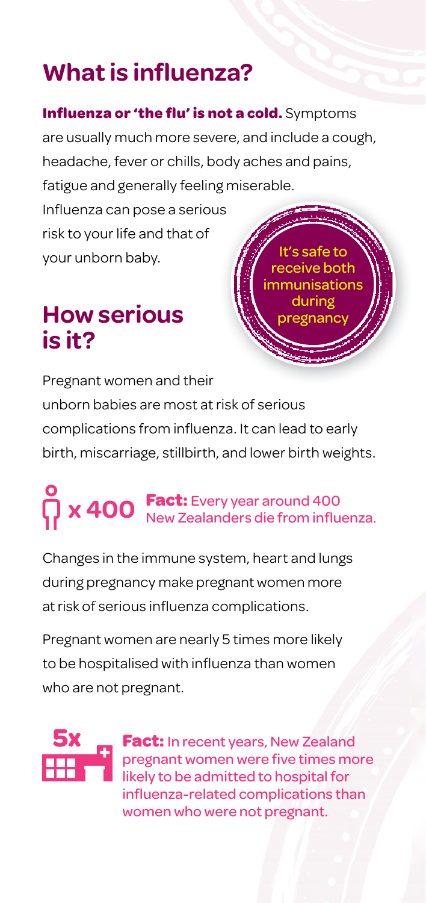# What is influenza?

**Influenza or 'the flu' is not a cold.** Symptoms are usually much more severe, and include a cough, headache, fever or chills, body aches and pains, fatigue and generally feeling miserable.

Influenza can pose a serious risk to your life and that of your unborn baby.

It's safe to receive both immunisations during pregnancy

# How serious is it?

Pregnant women and their unborn babies are most at risk of serious complications from influenza. It can lead to early birth, miscarriage, stillbirth, and lower birth weights.

x 400 **Fact:** Every year around 400 New Zealanders die from influenza.

Changes in the immune system, heart and lungs during pregnancy make pregnant women more at risk of serious influenza complications.

Pregnant women are nearly 5 times more likely to be hospitalised with influenza than women who are not pregnant.

5x **Fact:** In recent years, New Zealand pregnant women were five times more likely to be admitted to hospital for influenza-related complications than women who were not pregnant.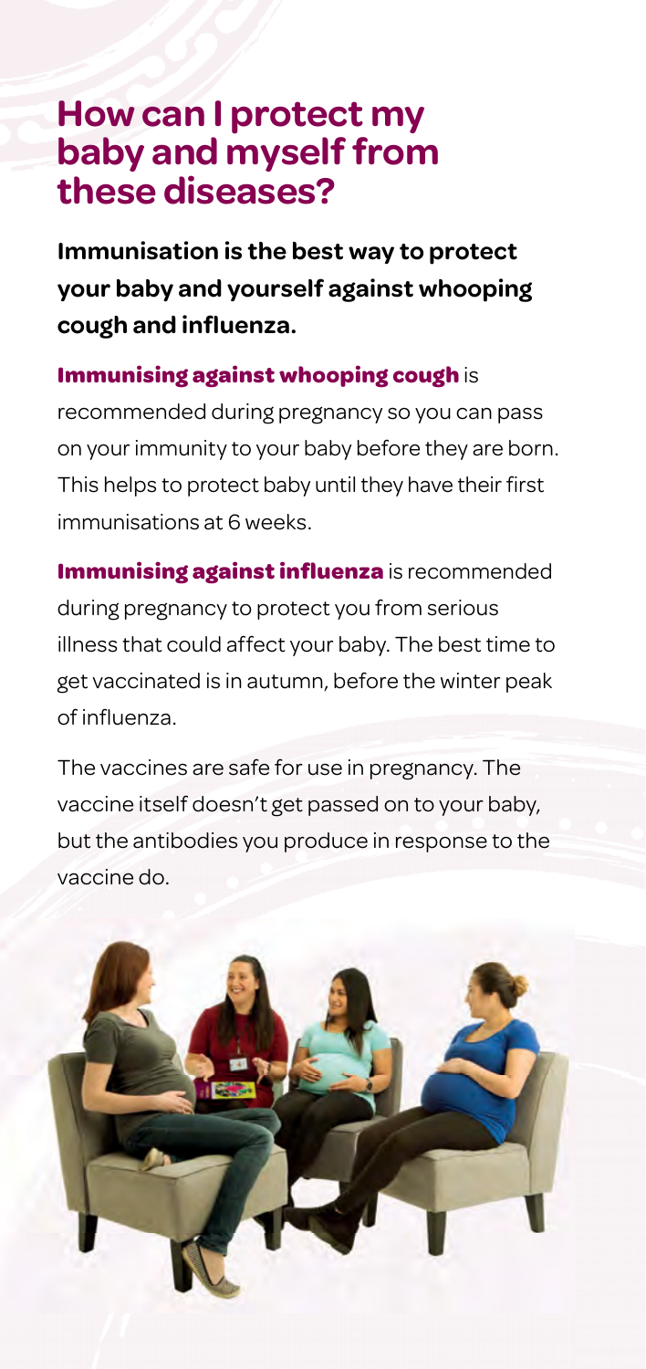# How can I protect my baby and myself from these diseases?

**Immunisation is the best way to protect your baby and yourself against whooping cough and influenza.**

**Immunising against whooping cough** is recommended during pregnancy so you can pass on your immunity to your baby before they are born. This helps to protect baby until they have their first immunisations at 6 weeks.

**Immunising against influenza** is recommended during pregnancy to protect you from serious illness that could affect your baby. The best time to get vaccinated is in autumn, before the winter peak of influenza.

The vaccines are safe for use in pregnancy. The vaccine itself doesn't get passed on to your baby, but the antibodies you produce in response to the vaccine do.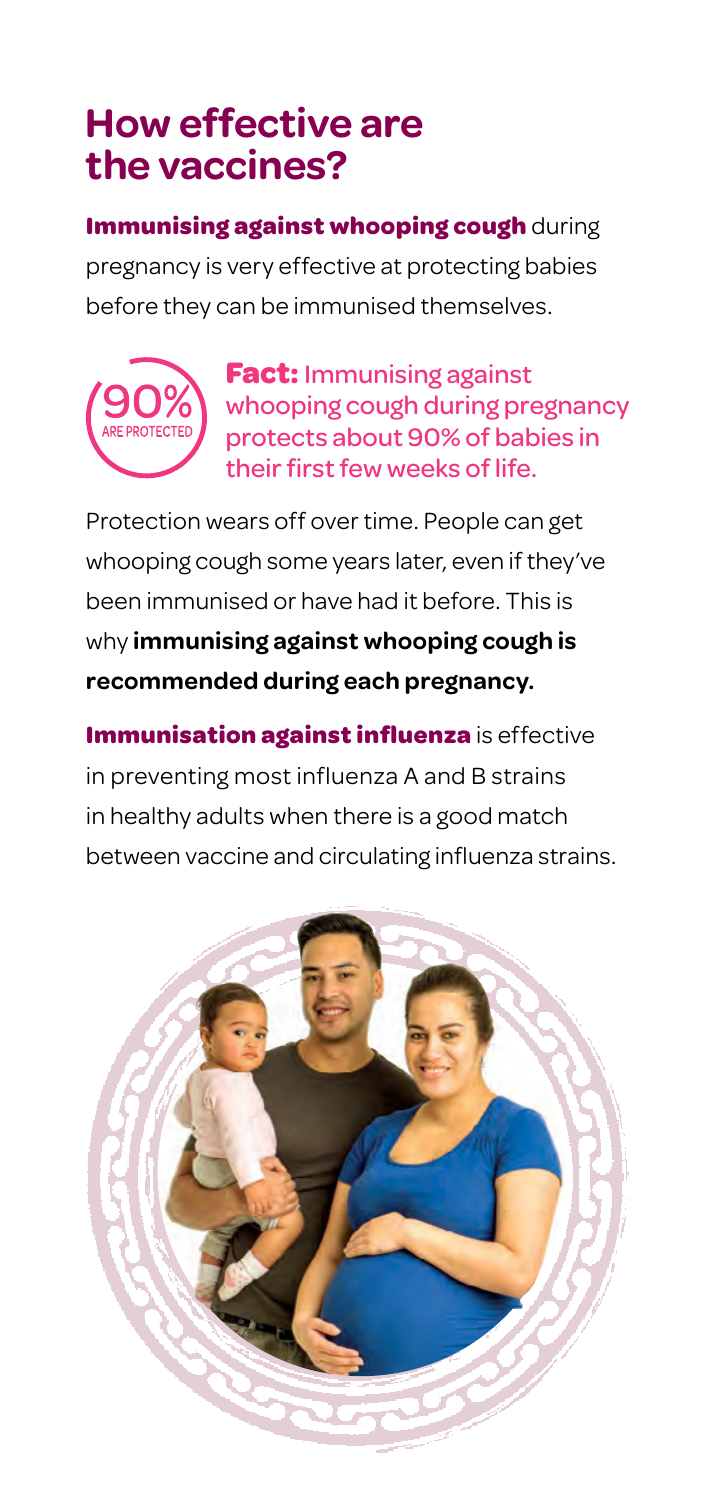## How effective are the vaccines?

**Immunising against whooping cough** during pregnancy is very effective at protecting babies before they can be immunised themselves.

90% ARE PROTECTED

**Fact:** Immunising against whooping cough during pregnancy protects about 90% of babies in their first few weeks of life.

Protection wears off over time. People can get whooping cough some years later, even if they've been immunised or have had it before. This is why **immunising against whooping cough is recommended during each pregnancy.**

**Immunisation against influenza** is effective in preventing most influenza A and B strains in healthy adults when there is a good match between vaccine and circulating influenza strains.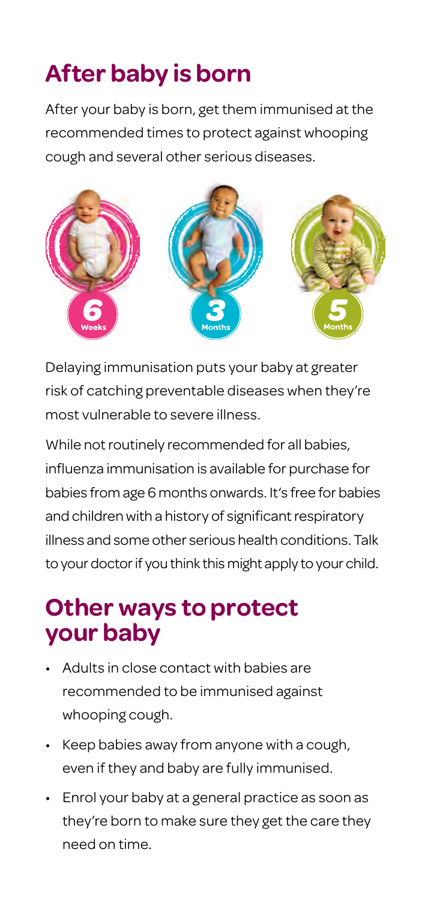# After baby is born

After your baby is born, get them immunised at the recommended times to protect against whooping cough and several other serious diseases.

6 Weeks

3 Months

5 Months

Delaying immunisation puts your baby at greater risk of catching preventable diseases when they're most vulnerable to severe illness.

While not routinely recommended for all babies, influenza immunisation is available for purchase for babies from age 6 months onwards. It's free for babies and children with a history of significant respiratory illness and some other serious health conditions. Talk to your doctor if you think this might apply to your child.

## Other ways to protect your baby

- Adults in close contact with babies are recommended to be immunised against whooping cough.
- Keep babies away from anyone with a cough, even if they and baby are fully immunised.
- Enrol your baby at a general practice as soon as they're born to make sure they get the care they need on time.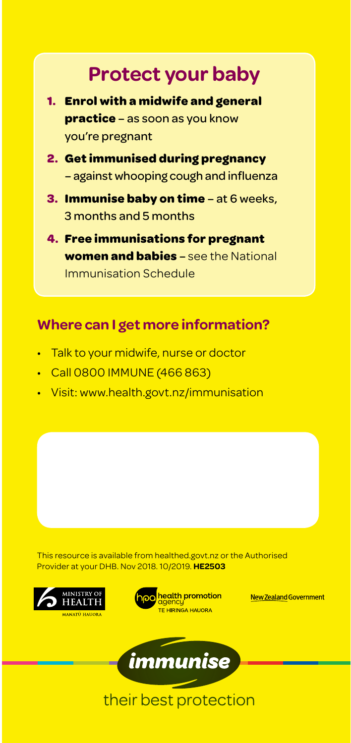## Protect your baby

1. **Enrol with a midwife and general practice** – as soon as you know you're pregnant
2. **Get immunised during pregnancy** – against whooping cough and influenza
3. **Immunise baby on time** – at 6 weeks, 3 months and 5 months
4. **Free immunisations for pregnant women and babies** – see the National Immunisation Schedule

## Where can I get more information?

- Talk to your midwife, nurse or doctor
- Call 0800 IMMUNE (466 863)
- Visit: www.health.govt.nz/immunisation

This resource is available from healthed.govt.nz or the Authorised Provider at your DHB. Nov 2018. 10/2019. **HE2503**

MINISTRY OF HEALTH
MANATŪ HAUORA

health promotion agency
TE HIRINGA HAUORA

New Zealand Government

immunise

their best protection